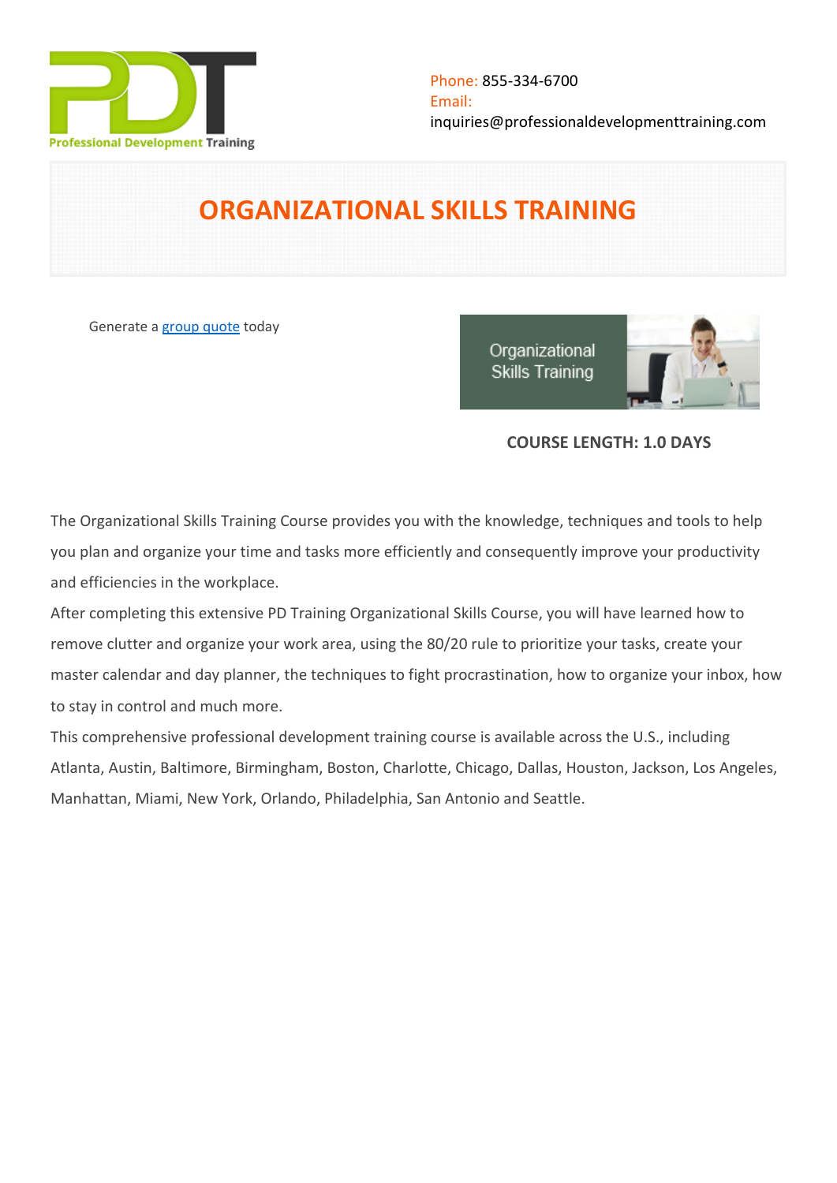Phone: 855-334-6700
Email:
inquiries@professionaldevelopmenttraining.com

# ORGANIZATIONAL SKILLS TRAINING

Generate a [group quote](group quote) today

**COURSE LENGTH: 1.0 DAYS**

The Organizational Skills Training Course provides you with the knowledge, techniques and tools to help you plan and organize your time and tasks more efficiently and consequently improve your productivity and efficiencies in the workplace.

After completing this extensive PD Training Organizational Skills Course, you will have learned how to remove clutter and organize your work area, using the 80/20 rule to prioritize your tasks, create your master calendar and day planner, the techniques to fight procrastination, how to organize your inbox, how to stay in control and much more.

This comprehensive professional development training course is available across the U.S., including Atlanta, Austin, Baltimore, Birmingham, Boston, Charlotte, Chicago, Dallas, Houston, Jackson, Los Angeles, Manhattan, Miami, New York, Orlando, Philadelphia, San Antonio and Seattle.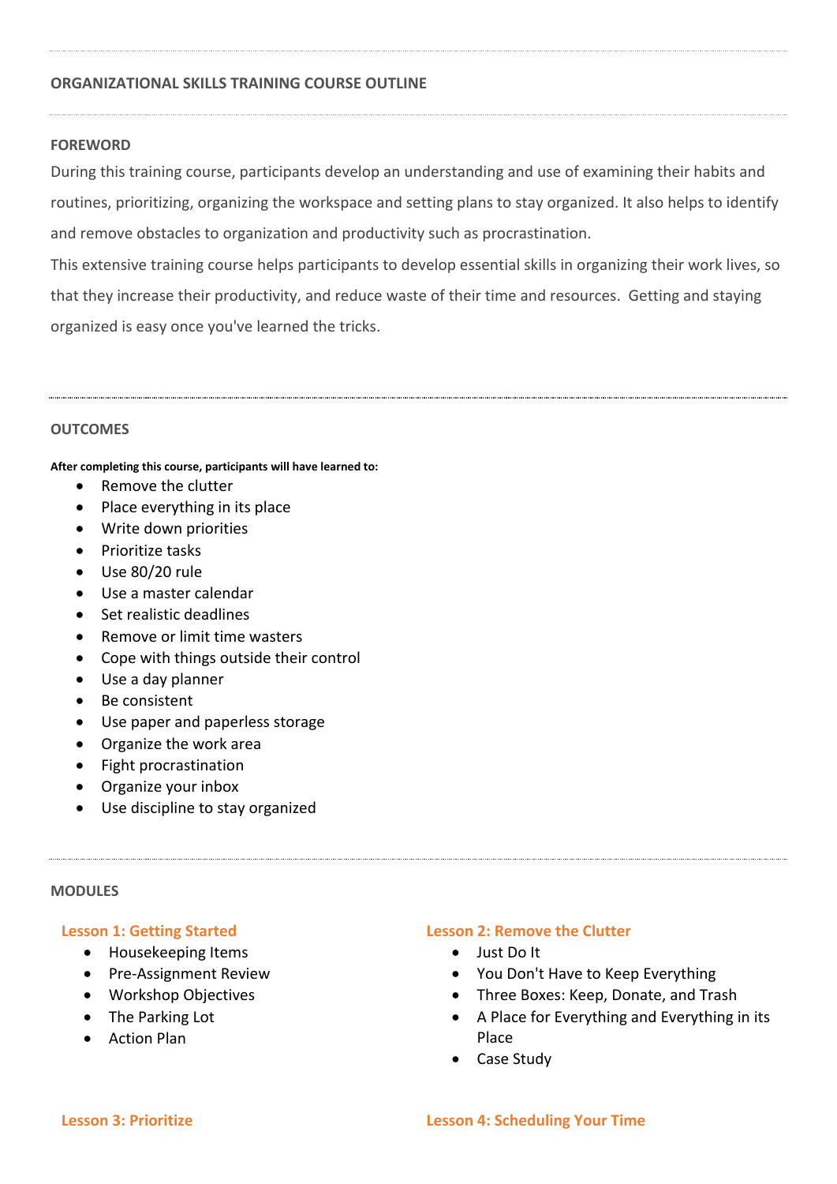## ORGANIZATIONAL SKILLS TRAINING COURSE OUTLINE

### FOREWORD

During this training course, participants develop an understanding and use of examining their habits and routines, prioritizing, organizing the workspace and setting plans to stay organized. It also helps to identify and remove obstacles to organization and productivity such as procrastination.

This extensive training course helps participants to develop essential skills in organizing their work lives, so that they increase their productivity, and reduce waste of their time and resources. Getting and staying organized is easy once you've learned the tricks.

### OUTCOMES

**After completing this course, participants will have learned to:**

- Remove the clutter
- Place everything in its place
- Write down priorities
- Prioritize tasks
- Use 80/20 rule
- Use a master calendar
- Set realistic deadlines
- Remove or limit time wasters
- Cope with things outside their control
- Use a day planner
- Be consistent
- Use paper and paperless storage
- Organize the work area
- Fight procrastination
- Organize your inbox
- Use discipline to stay organized

### MODULES

#### Lesson 1: Getting Started

- Housekeeping Items
- Pre-Assignment Review
- Workshop Objectives
- The Parking Lot
- Action Plan

#### Lesson 2: Remove the Clutter

- Just Do It
- You Don't Have to Keep Everything
- Three Boxes: Keep, Donate, and Trash
- A Place for Everything and Everything in its Place
- Case Study

#### Lesson 3: Prioritize

#### Lesson 4: Scheduling Your Time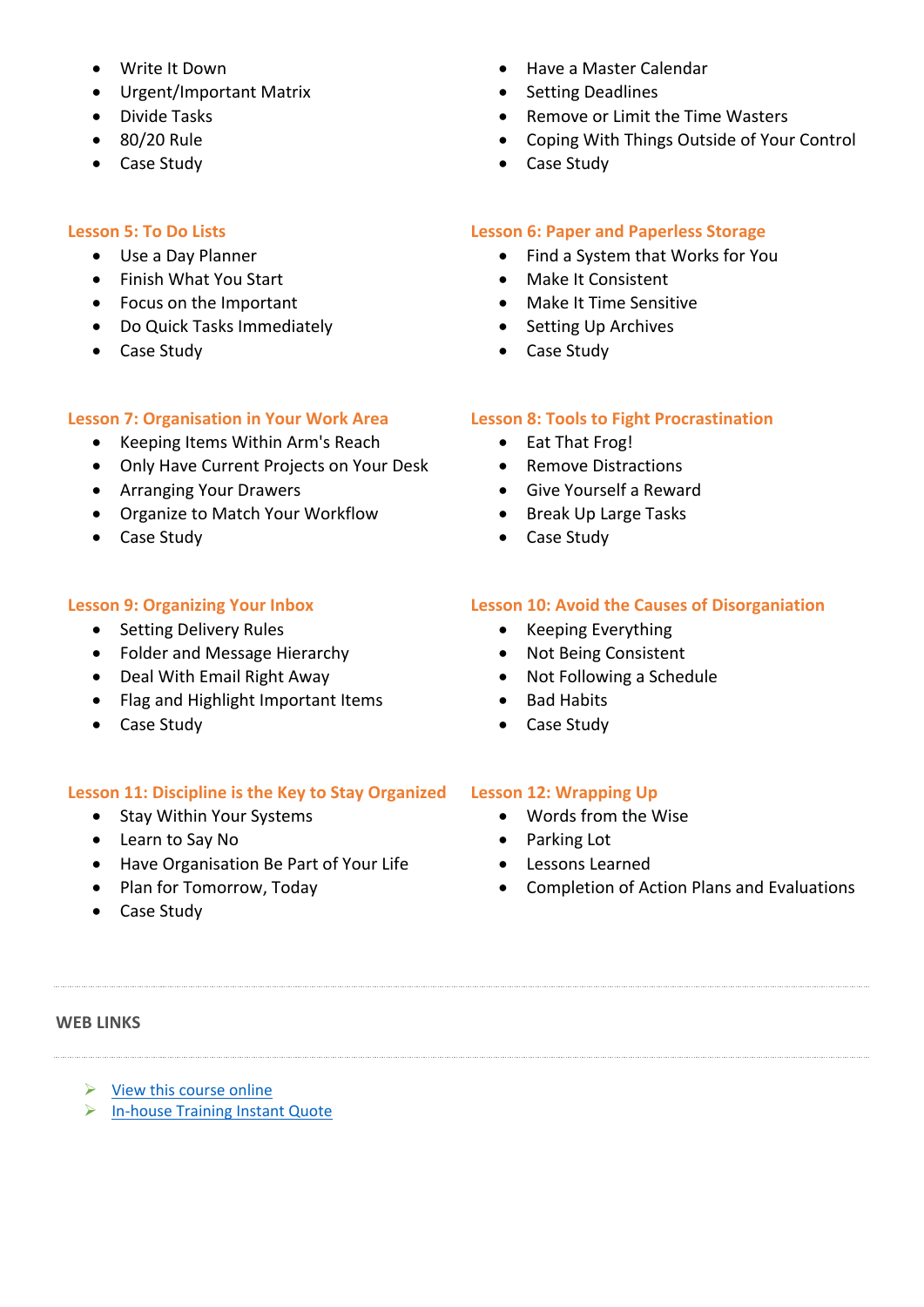- Write It Down
- Urgent/Important Matrix
- Divide Tasks
- 80/20 Rule
- Case Study

- Have a Master Calendar
- Setting Deadlines
- Remove or Limit the Time Wasters
- Coping With Things Outside of Your Control
- Case Study

### Lesson 5: To Do Lists

- Use a Day Planner
- Finish What You Start
- Focus on the Important
- Do Quick Tasks Immediately
- Case Study

### Lesson 6: Paper and Paperless Storage

- Find a System that Works for You
- Make It Consistent
- Make It Time Sensitive
- Setting Up Archives
- Case Study

### Lesson 7: Organisation in Your Work Area

- Keeping Items Within Arm's Reach
- Only Have Current Projects on Your Desk
- Arranging Your Drawers
- Organize to Match Your Workflow
- Case Study

### Lesson 8: Tools to Fight Procrastination

- Eat That Frog!
- Remove Distractions
- Give Yourself a Reward
- Break Up Large Tasks
- Case Study

### Lesson 9: Organizing Your Inbox

- Setting Delivery Rules
- Folder and Message Hierarchy
- Deal With Email Right Away
- Flag and Highlight Important Items
- Case Study

### Lesson 10: Avoid the Causes of Disorganiation

- Keeping Everything
- Not Being Consistent
- Not Following a Schedule
- Bad Habits
- Case Study

### Lesson 11: Discipline is the Key to Stay Organized

- Stay Within Your Systems
- Learn to Say No
- Have Organisation Be Part of Your Life
- Plan for Tomorrow, Today
- Case Study

### Lesson 12: Wrapping Up

- Words from the Wise
- Parking Lot
- Lessons Learned
- Completion of Action Plans and Evaluations

---

## WEB LINKS

---

- View this course online
- In-house Training Instant Quote